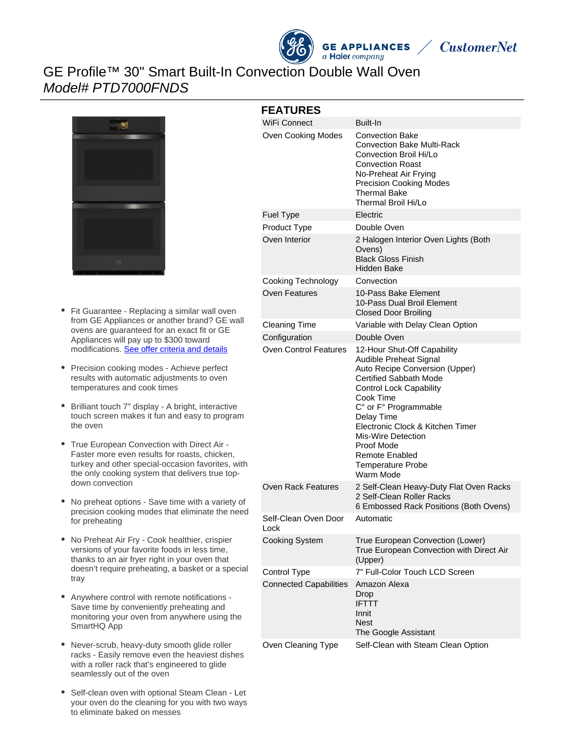# GE Profile™ 30" Smart Built-In Convection Double Wall Oven

*Model# PTD7000FNDS*

- Fit Guarantee - Replacing a similar wall oven from GE Appliances or another brand? GE wall ovens are guaranteed for an exact fit or GE Appliances will pay up to $300 toward modifications. [See offer criteria and details]
- Precision cooking modes - Achieve perfect results with automatic adjustments to oven temperatures and cook times
- Brilliant touch 7" display - A bright, interactive touch screen makes it fun and easy to program the oven
- True European Convection with Direct Air - Faster more even results for roasts, chicken, turkey and other special-occasion favorites, with the only cooking system that delivers true top-down convection
- No preheat options - Save time with a variety of precision cooking modes that eliminate the need for preheating
- No Preheat Air Fry - Cook healthier, crispier versions of your favorite foods in less time, thanks to an air fryer right in your oven that doesn't require preheating, a basket or a special tray
- Anywhere control with remote notifications - Save time by conveniently preheating and monitoring your oven from anywhere using the SmartHQ App
- Never-scrub, heavy-duty smooth glide roller racks - Easily remove even the heaviest dishes with a roller rack that's engineered to glide seamlessly out of the oven
- Self-clean oven with optional Steam Clean - Let your oven do the cleaning for you with two ways to eliminate baked on messes

## FEATURES

| | |
|---|---|
| WiFi Connect | Built-In |
| Oven Cooking Modes | Convection Bake<br>Convection Bake Multi-Rack<br>Convection Broil Hi/Lo<br>Convection Roast<br>No-Preheat Air Frying<br>Precision Cooking Modes<br>Thermal Bake<br>Thermal Broil Hi/Lo |
| Fuel Type | Electric |
| Product Type | Double Oven |
| Oven Interior | 2 Halogen Interior Oven Lights (Both Ovens)<br>Black Gloss Finish<br>Hidden Bake |
| Cooking Technology | Convection |
| Oven Features | 10-Pass Bake Element<br>10-Pass Dual Broil Element<br>Closed Door Broiling |
| Cleaning Time | Variable with Delay Clean Option |
| Configuration | Double Oven |
| Oven Control Features | 12-Hour Shut-Off Capability<br>Audible Preheat Signal<br>Auto Recipe Conversion (Upper)<br>Certified Sabbath Mode<br>Control Lock Capability<br>Cook Time<br>C° or F° Programmable<br>Delay Time<br>Electronic Clock & Kitchen Timer<br>Mis-Wire Detection<br>Proof Mode<br>Remote Enabled<br>Temperature Probe<br>Warm Mode |
| Oven Rack Features | 2 Self-Clean Heavy-Duty Flat Oven Racks<br>2 Self-Clean Roller Racks<br>6 Embossed Rack Positions (Both Ovens) |
| Self-Clean Oven Door Lock | Automatic |
| Cooking System | True European Convection (Lower)<br>True European Convection with Direct Air (Upper) |
| Control Type | 7" Full-Color Touch LCD Screen |
| Connected Capabilities | Amazon Alexa<br>Drop<br>IFTTT<br>Innit<br>Nest<br>The Google Assistant |
| Oven Cleaning Type | Self-Clean with Steam Clean Option |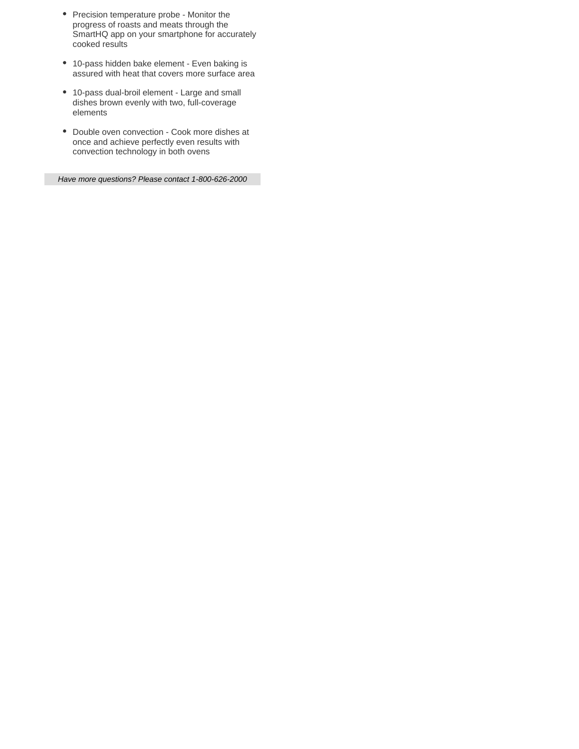- Precision temperature probe - Monitor the progress of roasts and meats through the SmartHQ app on your smartphone for accurately cooked results
- 10-pass hidden bake element - Even baking is assured with heat that covers more surface area
- 10-pass dual-broil element - Large and small dishes brown evenly with two, full-coverage elements
- Double oven convection - Cook more dishes at once and achieve perfectly even results with convection technology in both ovens

*Have more questions? Please contact 1-800-626-2000*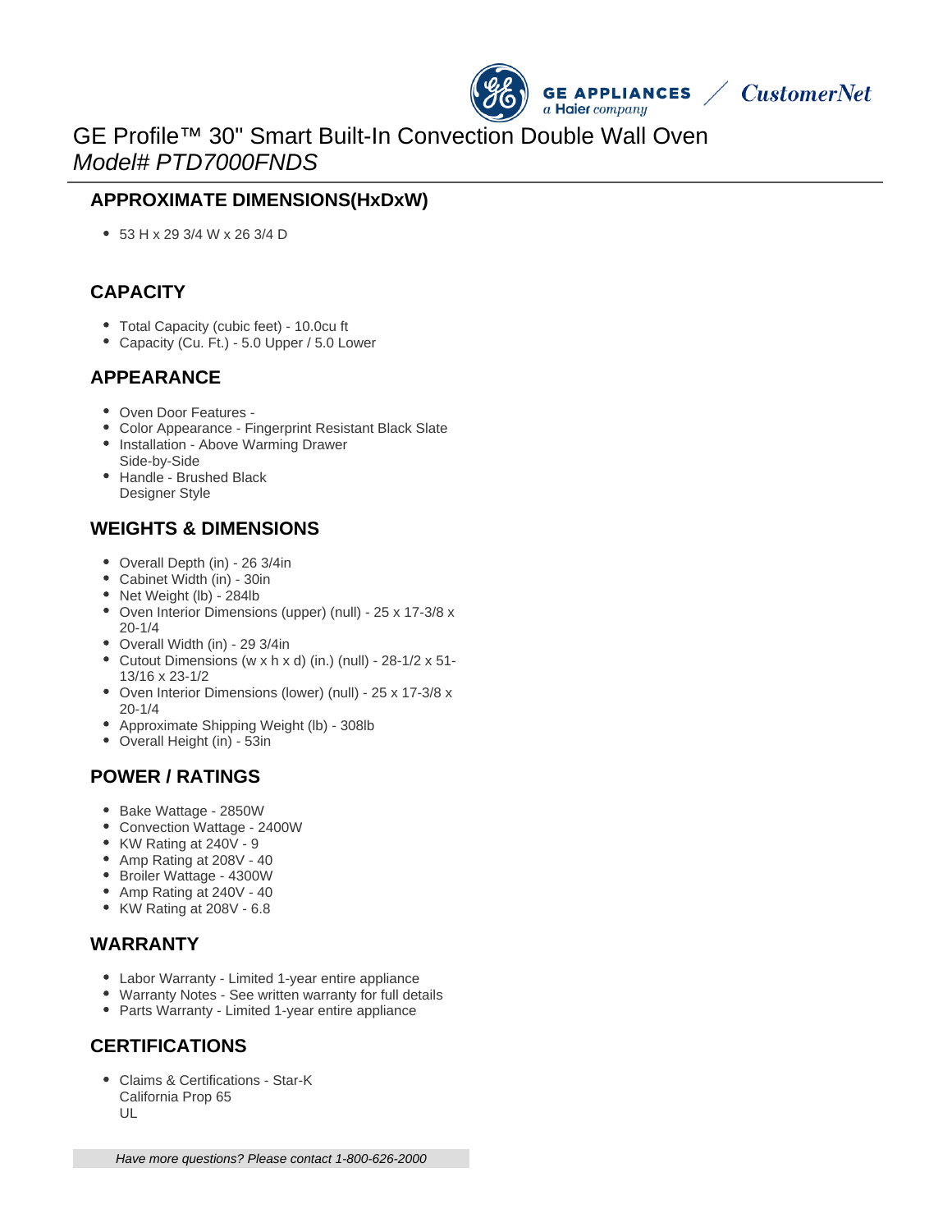# GE Profile™ 30" Smart Built-In Convection Double Wall Oven

*Model# PTD7000FNDS*

## APPROXIMATE DIMENSIONS(HxDxW)

- 53 H x 29 3/4 W x 26 3/4 D

## CAPACITY

- Total Capacity (cubic feet) - 10.0cu ft
- Capacity (Cu. Ft.) - 5.0 Upper / 5.0 Lower

## APPEARANCE

- Oven Door Features -
- Color Appearance - Fingerprint Resistant Black Slate
- Installation - Above Warming Drawer
  Side-by-Side
- Handle - Brushed Black
  Designer Style

## WEIGHTS & DIMENSIONS

- Overall Depth (in) - 26 3/4in
- Cabinet Width (in) - 30in
- Net Weight (lb) - 284lb
- Oven Interior Dimensions (upper) (null) - 25 x 17-3/8 x 20-1/4
- Overall Width (in) - 29 3/4in
- Cutout Dimensions (w x h x d) (in.) (null) - 28-1/2 x 51-13/16 x 23-1/2
- Oven Interior Dimensions (lower) (null) - 25 x 17-3/8 x 20-1/4
- Approximate Shipping Weight (lb) - 308lb
- Overall Height (in) - 53in

## POWER / RATINGS

- Bake Wattage - 2850W
- Convection Wattage - 2400W
- KW Rating at 240V - 9
- Amp Rating at 208V - 40
- Broiler Wattage - 4300W
- Amp Rating at 240V - 40
- KW Rating at 208V - 6.8

## WARRANTY

- Labor Warranty - Limited 1-year entire appliance
- Warranty Notes - See written warranty for full details
- Parts Warranty - Limited 1-year entire appliance

## CERTIFICATIONS

- Claims & Certifications - Star-K
  California Prop 65
  UL

*Have more questions? Please contact 1-800-626-2000*